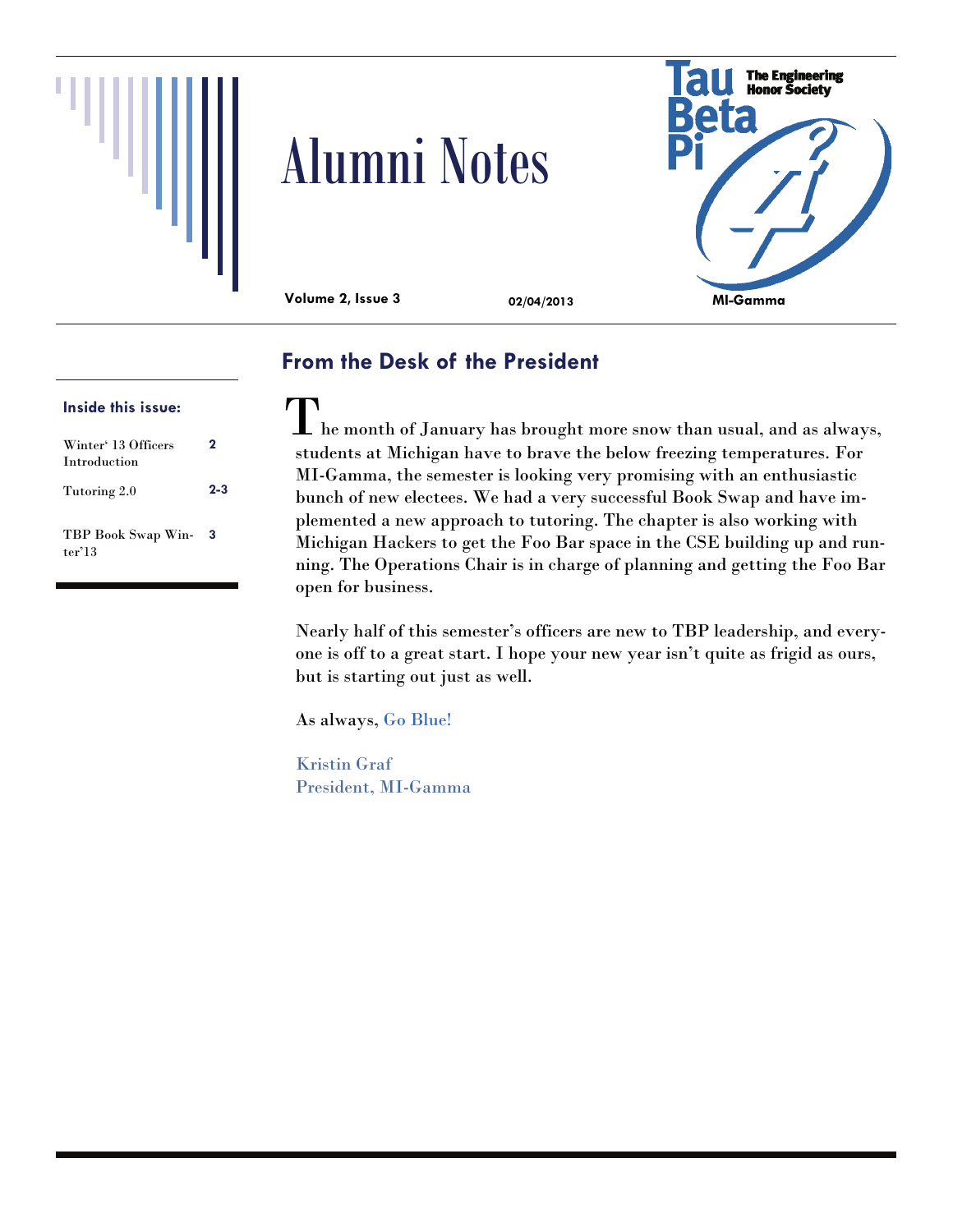# Alumni Notes

**Tau Beta Pi** — The Engineering Honor Society

**Volume 2, Issue 3** | **02/04/2013** | **MI-Gamma**

**Inside this issue:**

| | |
|---|---|
| Winter' 13 Officers Introduction | 2 |
| Tutoring 2.0 | 2-3 |
| TBP Book Swap Winter'13 | 3 |

## From the Desk of the President

The month of January has brought more snow than usual, and as always, students at Michigan have to brave the below freezing temperatures. For MI-Gamma, the semester is looking very promising with an enthusiastic bunch of new electees. We had a very successful Book Swap and have implemented a new approach to tutoring. The chapter is also working with Michigan Hackers to get the Foo Bar space in the CSE building up and running. The Operations Chair is in charge of planning and getting the Foo Bar open for business.

Nearly half of this semester's officers are new to TBP leadership, and everyone is off to a great start. I hope your new year isn't quite as frigid as ours, but is starting out just as well.

As always, Go Blue!

Kristin Graf
President, MI-Gamma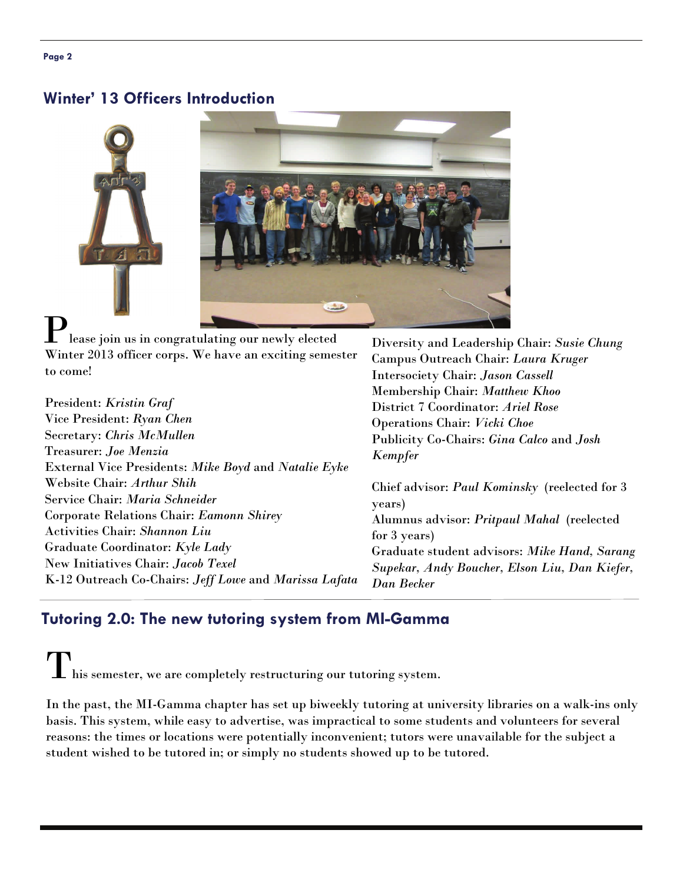## Winter' 13 Officers Introduction

Please join us in congratulating our newly elected Winter 2013 officer corps. We have an exciting semester to come!

President: *Kristin Graf*
Vice President: *Ryan Chen*
Secretary: *Chris McMullen*
Treasurer: *Joe Menzia*
External Vice Presidents: *Mike Boyd* and *Natalie Eyke*
Website Chair: *Arthur Shih*
Service Chair: *Maria Schneider*
Corporate Relations Chair: *Eamonn Shirey*
Activities Chair: *Shannon Liu*
Graduate Coordinator: *Kyle Lady*
New Initiatives Chair: *Jacob Texel*
K-12 Outreach Co-Chairs: *Jeff Lowe* and *Marissa Lafata*
Diversity and Leadership Chair: *Susie Chung*
Campus Outreach Chair: *Laura Kruger*
Intersociety Chair: *Jason Cassell*
Membership Chair: *Matthew Khoo*
District 7 Coordinator: *Ariel Rose*
Operations Chair: *Vicki Choe*
Publicity Co-Chairs: *Gina Calco* and *Josh Kempfer*

Chief advisor: *Paul Kominsky* (reelected for 3 years)
Alumnus advisor: *Pritpaul Mahal* (reelected for 3 years)
Graduate student advisors: *Mike Hand, Sarang Supekar, Andy Boucher, Elson Liu, Dan Kiefer, Dan Becker*

## Tutoring 2.0: The new tutoring system from MI-Gamma

This semester, we are completely restructuring our tutoring system.

In the past, the MI-Gamma chapter has set up biweekly tutoring at university libraries on a walk-ins only basis. This system, while easy to advertise, was impractical to some students and volunteers for several reasons: the times or locations were potentially inconvenient; tutors were unavailable for the subject a student wished to be tutored in; or simply no students showed up to be tutored.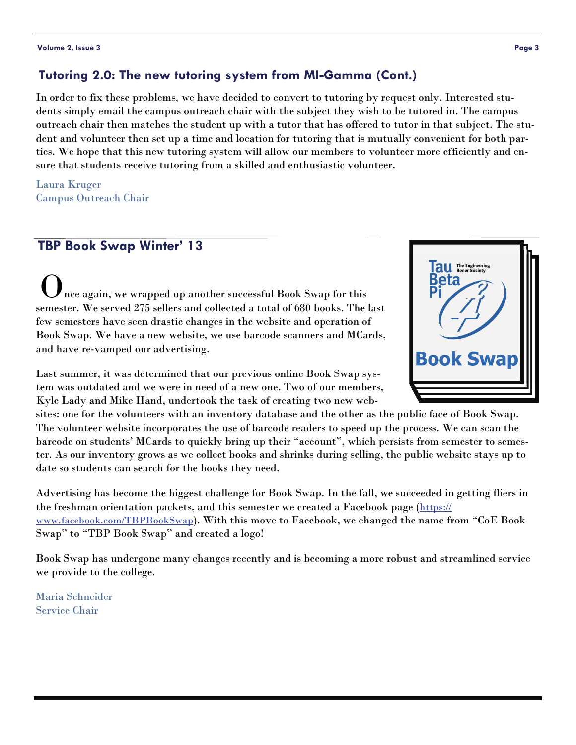## Tutoring 2.0: The new tutoring system from MI-Gamma (Cont.)

In order to fix these problems, we have decided to convert to tutoring by request only. Interested students simply email the campus outreach chair with the subject they wish to be tutored in. The campus outreach chair then matches the student up with a tutor that has offered to tutor in that subject. The student and volunteer then set up a time and location for tutoring that is mutually convenient for both parties. We hope that this new tutoring system will allow our members to volunteer more efficiently and ensure that students receive tutoring from a skilled and enthusiastic volunteer.

Laura Kruger
Campus Outreach Chair

## TBP Book Swap Winter' 13

Once again, we wrapped up another successful Book Swap for this semester. We served 275 sellers and collected a total of 680 books. The last few semesters have seen drastic changes in the website and operation of Book Swap. We have a new website, we use barcode scanners and MCards, and have re-vamped our advertising.

Last summer, it was determined that our previous online Book Swap system was outdated and we were in need of a new one. Two of our members, Kyle Lady and Mike Hand, undertook the task of creating two new websites: one for the volunteers with an inventory database and the other as the public face of Book Swap. The volunteer website incorporates the use of barcode readers to speed up the process. We can scan the barcode on students' MCards to quickly bring up their "account", which persists from semester to semester. As our inventory grows as we collect books and shrinks during selling, the public website stays up to date so students can search for the books they need.

Advertising has become the biggest challenge for Book Swap. In the fall, we succeeded in getting fliers in the freshman orientation packets, and this semester we created a Facebook page (https://www.facebook.com/TBPBookSwap). With this move to Facebook, we changed the name from "CoE Book Swap" to "TBP Book Swap" and created a logo!

Book Swap has undergone many changes recently and is becoming a more robust and streamlined service we provide to the college.

Maria Schneider
Service Chair